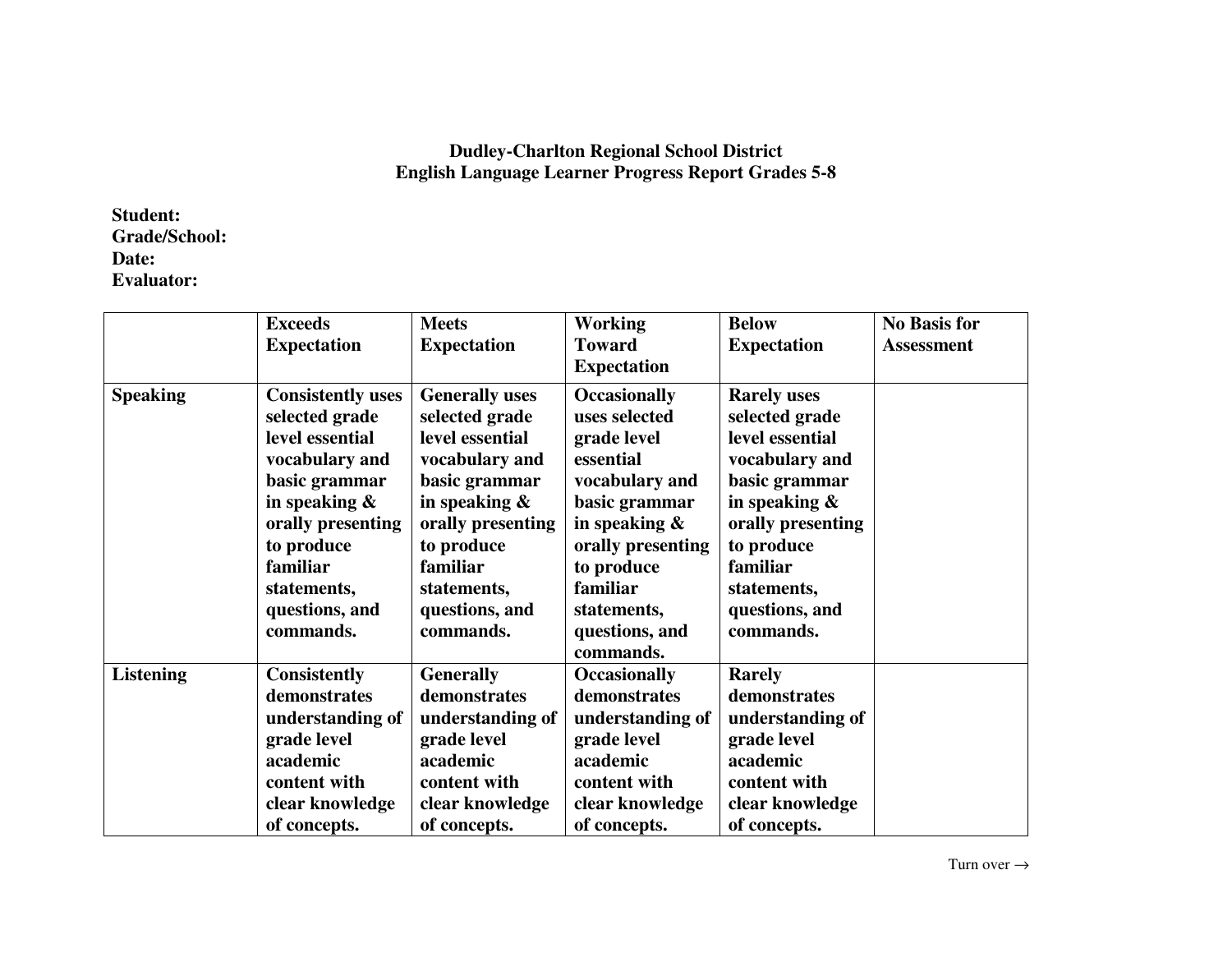**Dudley-Charlton Regional School District**
**English Language Learner Progress Report Grades 5-8**

**Student:**
**Grade/School:**
**Date:**
**Evaluator:**

| | Exceeds Expectation | Meets Expectation | Working Toward Expectation | Below Expectation | No Basis for Assessment |
|---|---|---|---|---|---|
| **Speaking** | Consistently uses selected grade level essential vocabulary and basic grammar in speaking & orally presenting to produce familiar statements, questions, and commands. | Generally uses selected grade level essential vocabulary and basic grammar in speaking & orally presenting to produce familiar statements, questions, and commands. | Occasionally uses selected grade level essential vocabulary and basic grammar in speaking & orally presenting to produce familiar statements, questions, and commands. | Rarely uses selected grade level essential vocabulary and basic grammar in speaking & orally presenting to produce familiar statements, questions, and commands. | |
| **Listening** | Consistently demonstrates understanding of grade level academic content with clear knowledge of concepts. | Generally demonstrates understanding of grade level academic content with clear knowledge of concepts. | Occasionally demonstrates understanding of grade level academic content with clear knowledge of concepts. | Rarely demonstrates understanding of grade level academic content with clear knowledge of concepts. | |

Turn over →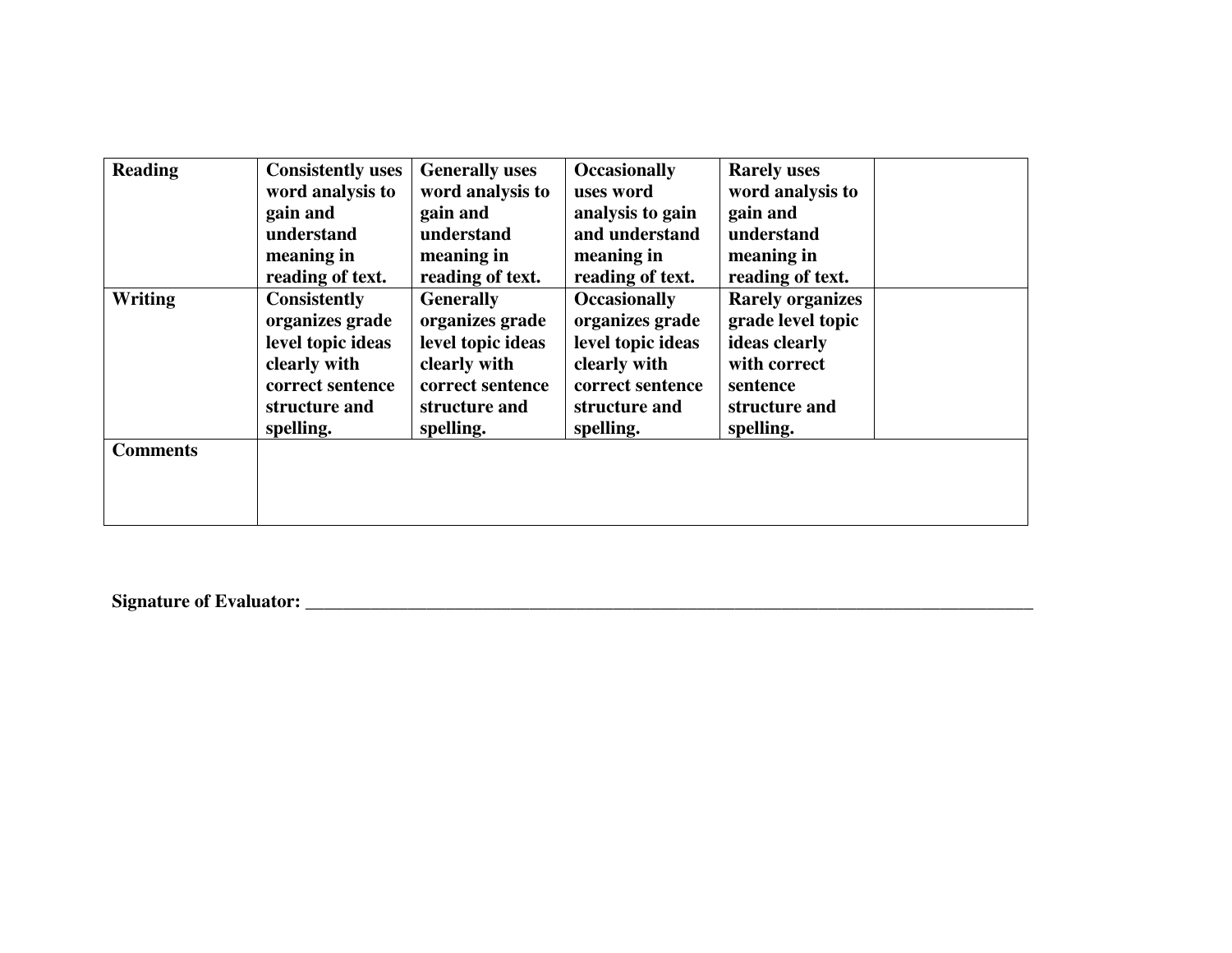| | | | | | |
|---|---|---|---|---|---|
| **Reading** | **Consistently uses word analysis to gain and understand meaning in reading of text.** | **Generally uses word analysis to gain and understand meaning in reading of text.** | **Occasionally uses word analysis to gain and understand meaning in reading of text.** | **Rarely uses word analysis to gain and understand meaning in reading of text.** | |
| **Writing** | **Consistently organizes grade level topic ideas clearly with correct sentence structure and spelling.** | **Generally organizes grade level topic ideas clearly with correct sentence structure and spelling.** | **Occasionally organizes grade level topic ideas clearly with correct sentence structure and spelling.** | **Rarely organizes grade level topic ideas clearly with correct sentence structure and spelling.** | |
| **Comments** | | | | | |

**Signature of Evaluator:** ______________________________________________________________________________________